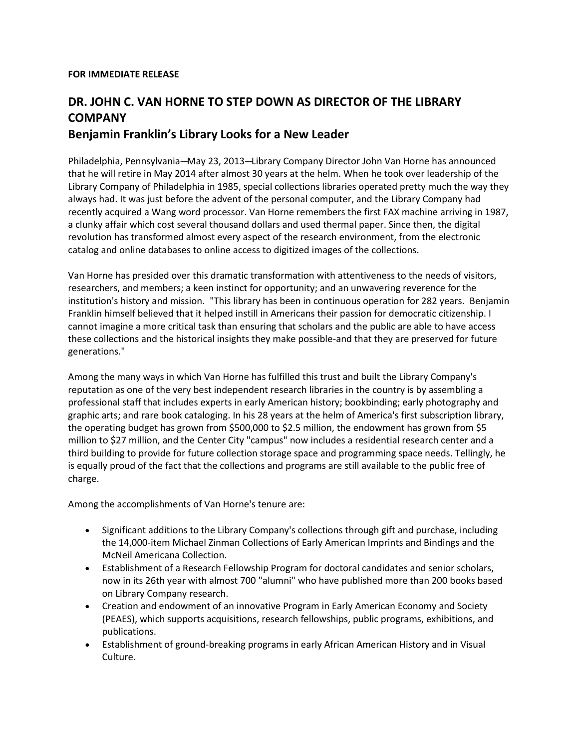**FOR IMMEDIATE RELEASE**

# DR. JOHN C. VAN HORNE TO STEP DOWN AS DIRECTOR OF THE LIBRARY COMPANY

## Benjamin Franklin's Library Looks for a New Leader

Philadelphia, Pennsylvania—May 23, 2013—Library Company Director John Van Horne has announced that he will retire in May 2014 after almost 30 years at the helm. When he took over leadership of the Library Company of Philadelphia in 1985, special collections libraries operated pretty much the way they always had. It was just before the advent of the personal computer, and the Library Company had recently acquired a Wang word processor. Van Horne remembers the first FAX machine arriving in 1987, a clunky affair which cost several thousand dollars and used thermal paper. Since then, the digital revolution has transformed almost every aspect of the research environment, from the electronic catalog and online databases to online access to digitized images of the collections.

Van Horne has presided over this dramatic transformation with attentiveness to the needs of visitors, researchers, and members; a keen instinct for opportunity; and an unwavering reverence for the institution's history and mission. "This library has been in continuous operation for 282 years. Benjamin Franklin himself believed that it helped instill in Americans their passion for democratic citizenship. I cannot imagine a more critical task than ensuring that scholars and the public are able to have access these collections and the historical insights they make possible-and that they are preserved for future generations."

Among the many ways in which Van Horne has fulfilled this trust and built the Library Company's reputation as one of the very best independent research libraries in the country is by assembling a professional staff that includes experts in early American history; bookbinding; early photography and graphic arts; and rare book cataloging. In his 28 years at the helm of America's first subscription library, the operating budget has grown from $500,000 to $2.5 million, the endowment has grown from $5 million to $27 million, and the Center City "campus" now includes a residential research center and a third building to provide for future collection storage space and programming space needs. Tellingly, he is equally proud of the fact that the collections and programs are still available to the public free of charge.

Among the accomplishments of Van Horne's tenure are:

- Significant additions to the Library Company's collections through gift and purchase, including the 14,000-item Michael Zinman Collections of Early American Imprints and Bindings and the McNeil Americana Collection.
- Establishment of a Research Fellowship Program for doctoral candidates and senior scholars, now in its 26th year with almost 700 "alumni" who have published more than 200 books based on Library Company research.
- Creation and endowment of an innovative Program in Early American Economy and Society (PEAES), which supports acquisitions, research fellowships, public programs, exhibitions, and publications.
- Establishment of ground-breaking programs in early African American History and in Visual Culture.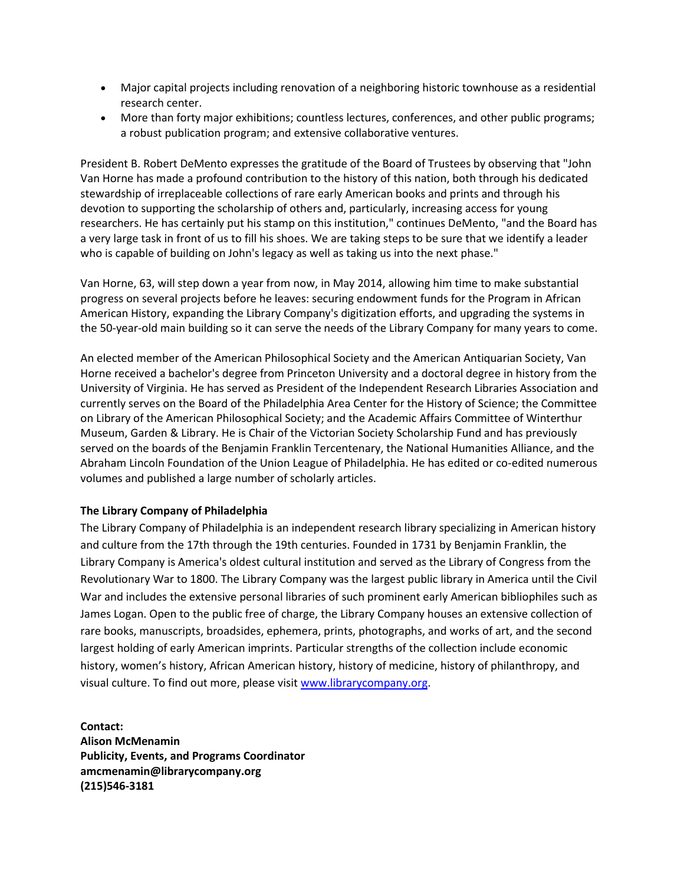- Major capital projects including renovation of a neighboring historic townhouse as a residential research center.
- More than forty major exhibitions; countless lectures, conferences, and other public programs; a robust publication program; and extensive collaborative ventures.

President B. Robert DeMento expresses the gratitude of the Board of Trustees by observing that "John Van Horne has made a profound contribution to the history of this nation, both through his dedicated stewardship of irreplaceable collections of rare early American books and prints and through his devotion to supporting the scholarship of others and, particularly, increasing access for young researchers. He has certainly put his stamp on this institution," continues DeMento, "and the Board has a very large task in front of us to fill his shoes. We are taking steps to be sure that we identify a leader who is capable of building on John's legacy as well as taking us into the next phase."

Van Horne, 63, will step down a year from now, in May 2014, allowing him time to make substantial progress on several projects before he leaves: securing endowment funds for the Program in African American History, expanding the Library Company's digitization efforts, and upgrading the systems in the 50-year-old main building so it can serve the needs of the Library Company for many years to come.

An elected member of the American Philosophical Society and the American Antiquarian Society, Van Horne received a bachelor's degree from Princeton University and a doctoral degree in history from the University of Virginia. He has served as President of the Independent Research Libraries Association and currently serves on the Board of the Philadelphia Area Center for the History of Science; the Committee on Library of the American Philosophical Society; and the Academic Affairs Committee of Winterthur Museum, Garden & Library. He is Chair of the Victorian Society Scholarship Fund and has previously served on the boards of the Benjamin Franklin Tercentenary, the National Humanities Alliance, and the Abraham Lincoln Foundation of the Union League of Philadelphia. He has edited or co-edited numerous volumes and published a large number of scholarly articles.

**The Library Company of Philadelphia**

The Library Company of Philadelphia is an independent research library specializing in American history and culture from the 17th through the 19th centuries. Founded in 1731 by Benjamin Franklin, the Library Company is America's oldest cultural institution and served as the Library of Congress from the Revolutionary War to 1800. The Library Company was the largest public library in America until the Civil War and includes the extensive personal libraries of such prominent early American bibliophiles such as James Logan. Open to the public free of charge, the Library Company houses an extensive collection of rare books, manuscripts, broadsides, ephemera, prints, photographs, and works of art, and the second largest holding of early American imprints. Particular strengths of the collection include economic history, women's history, African American history, history of medicine, history of philanthropy, and visual culture. To find out more, please visit [www.librarycompany.org](http://www.librarycompany.org).

**Contact:**
**Alison McMenamin**
**Publicity, Events, and Programs Coordinator**
**amcmenamin@librarycompany.org**
**(215)546-3181**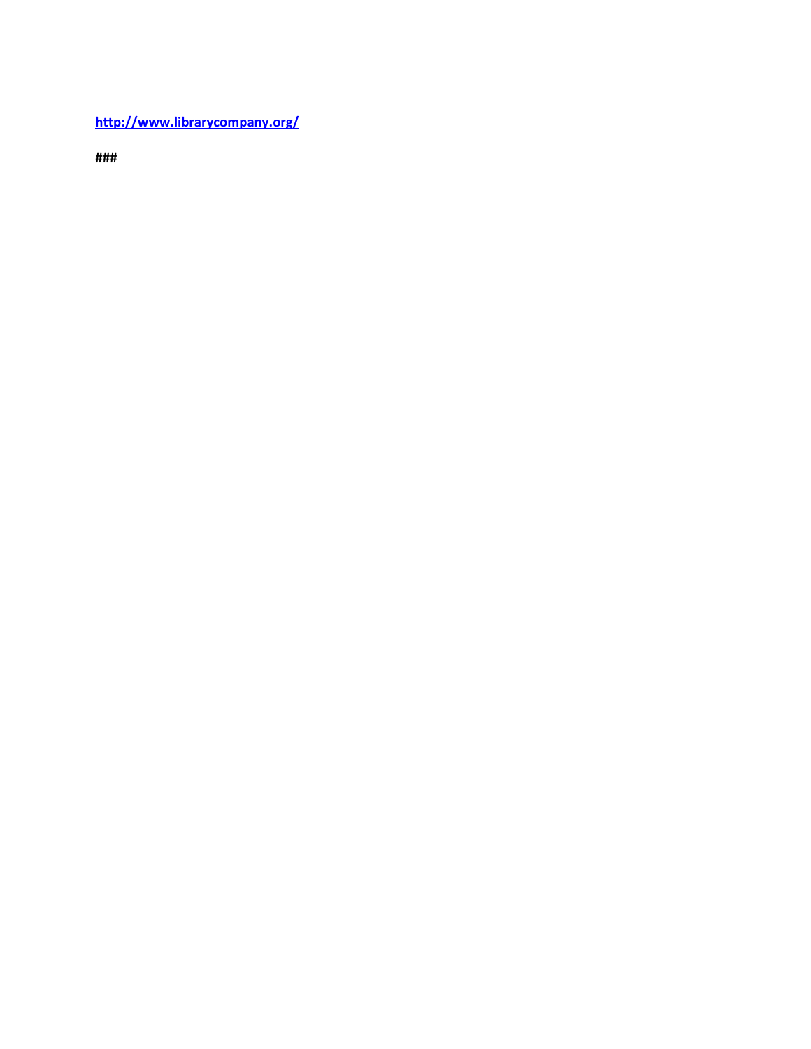**[http://www.librarycompany.org/](http://www.librarycompany.org/)**

**###**